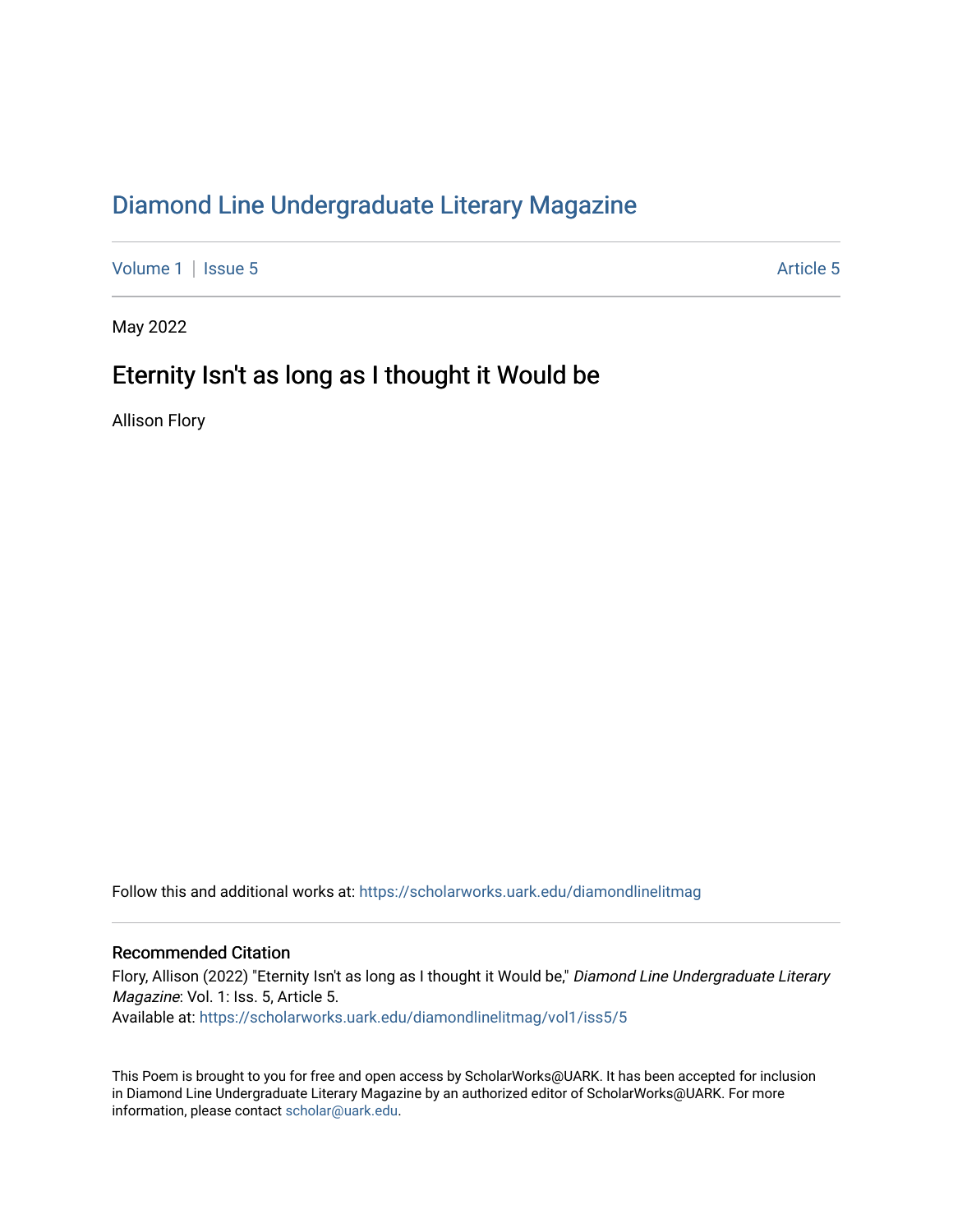# Diamond Line Undergraduate Literary Magazine

Volume 1 | Issue 5 Article 5

May 2022

## Eternity Isn't as long as I thought it Would be

Allison Flory

Follow this and additional works at: https://scholarworks.uark.edu/diamondlinelitmag

### Recommended Citation

Flory, Allison (2022) "Eternity Isn't as long as I thought it Would be," *Diamond Line Undergraduate Literary Magazine*: Vol. 1: Iss. 5, Article 5.
Available at: https://scholarworks.uark.edu/diamondlinelitmag/vol1/iss5/5

This Poem is brought to you for free and open access by ScholarWorks@UARK. It has been accepted for inclusion in Diamond Line Undergraduate Literary Magazine by an authorized editor of ScholarWorks@UARK. For more information, please contact scholar@uark.edu.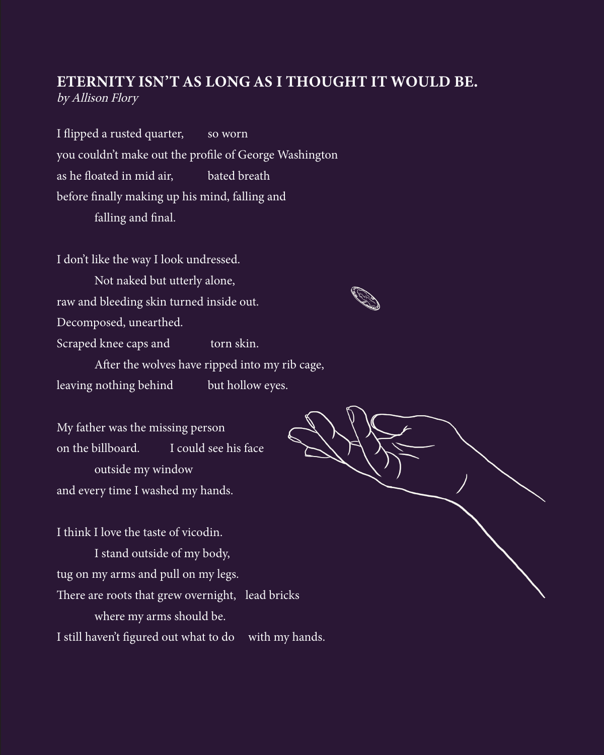# ETERNITY ISN'T AS LONG AS I THOUGHT IT WOULD BE.

*by Allison Flory*

I flipped a rusted quarter,        so worn
you couldn't make out the profile of George Washington
as he floated in mid air,           bated breath
before finally making up his mind, falling and
        falling and final.

I don't like the way I look undressed.
        Not naked but utterly alone,
raw and bleeding skin turned inside out.
Decomposed, unearthed.
Scraped knee caps and             torn skin.
        After the wolves have ripped into my rib cage,
leaving nothing behind           but hollow eyes.

My father was the missing person
on the billboard.          I could see his face
        outside my window
and every time I washed my hands.

I think I love the taste of vicodin.
        I stand outside of my body,
tug on my arms and pull on my legs.
There are roots that grew overnight,   lead bricks
        where my arms should be.
I still haven't figured out what to do     with my hands.